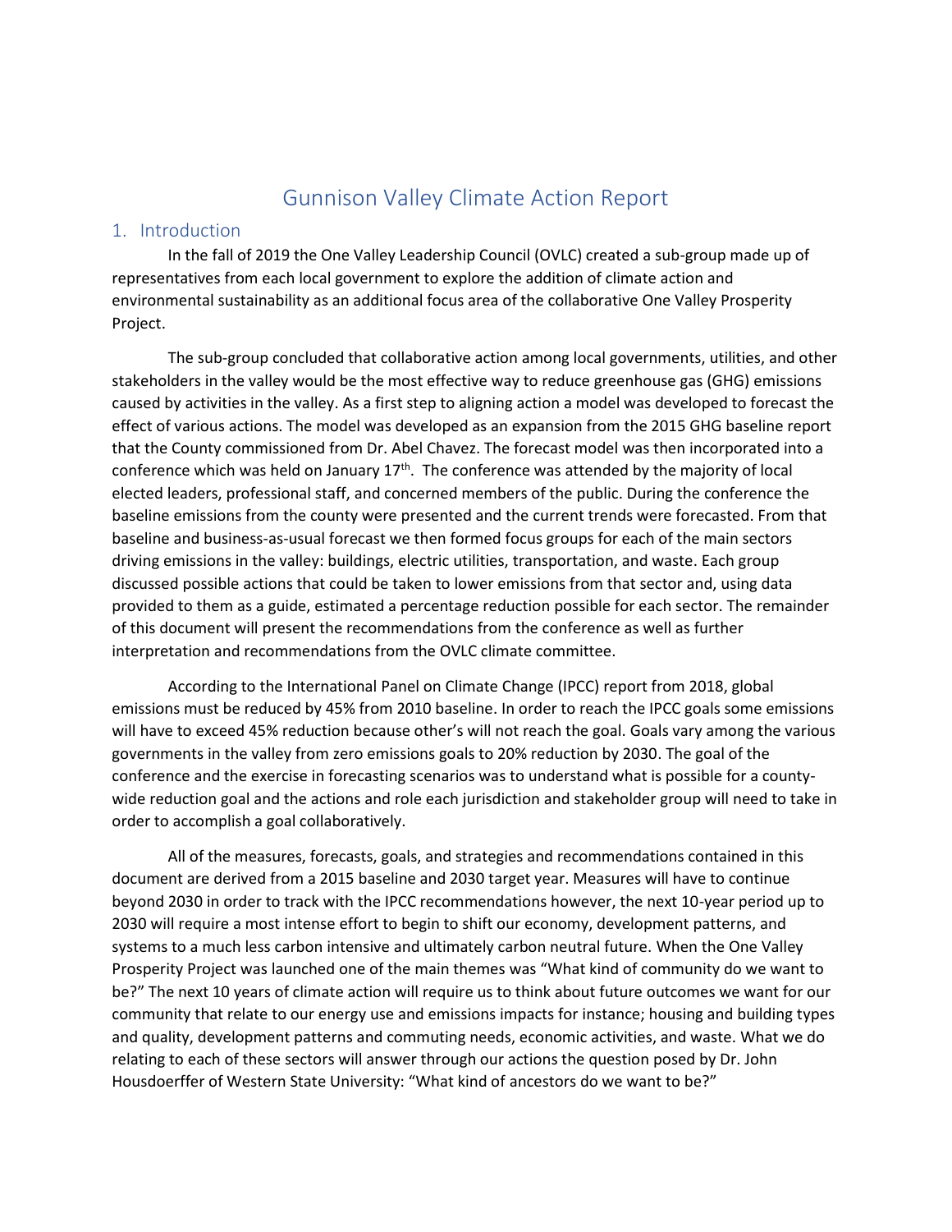# Gunnison Valley Climate Action Report

## 1. Introduction

In the fall of 2019 the One Valley Leadership Council (OVLC) created a sub-group made up of representatives from each local government to explore the addition of climate action and environmental sustainability as an additional focus area of the collaborative One Valley Prosperity Project.

The sub-group concluded that collaborative action among local governments, utilities, and other stakeholders in the valley would be the most effective way to reduce greenhouse gas (GHG) emissions caused by activities in the valley. As a first step to aligning action a model was developed to forecast the effect of various actions. The model was developed as an expansion from the 2015 GHG baseline report that the County commissioned from Dr. Abel Chavez. The forecast model was then incorporated into a conference which was held on January 17th. The conference was attended by the majority of local elected leaders, professional staff, and concerned members of the public. During the conference the baseline emissions from the county were presented and the current trends were forecasted. From that baseline and business-as-usual forecast we then formed focus groups for each of the main sectors driving emissions in the valley: buildings, electric utilities, transportation, and waste. Each group discussed possible actions that could be taken to lower emissions from that sector and, using data provided to them as a guide, estimated a percentage reduction possible for each sector. The remainder of this document will present the recommendations from the conference as well as further interpretation and recommendations from the OVLC climate committee.

According to the International Panel on Climate Change (IPCC) report from 2018, global emissions must be reduced by 45% from 2010 baseline. In order to reach the IPCC goals some emissions will have to exceed 45% reduction because other's will not reach the goal. Goals vary among the various governments in the valley from zero emissions goals to 20% reduction by 2030. The goal of the conference and the exercise in forecasting scenarios was to understand what is possible for a county-wide reduction goal and the actions and role each jurisdiction and stakeholder group will need to take in order to accomplish a goal collaboratively.

All of the measures, forecasts, goals, and strategies and recommendations contained in this document are derived from a 2015 baseline and 2030 target year. Measures will have to continue beyond 2030 in order to track with the IPCC recommendations however, the next 10-year period up to 2030 will require a most intense effort to begin to shift our economy, development patterns, and systems to a much less carbon intensive and ultimately carbon neutral future. When the One Valley Prosperity Project was launched one of the main themes was "What kind of community do we want to be?" The next 10 years of climate action will require us to think about future outcomes we want for our community that relate to our energy use and emissions impacts for instance; housing and building types and quality, development patterns and commuting needs, economic activities, and waste. What we do relating to each of these sectors will answer through our actions the question posed by Dr. John Housdoerffer of Western State University: "What kind of ancestors do we want to be?"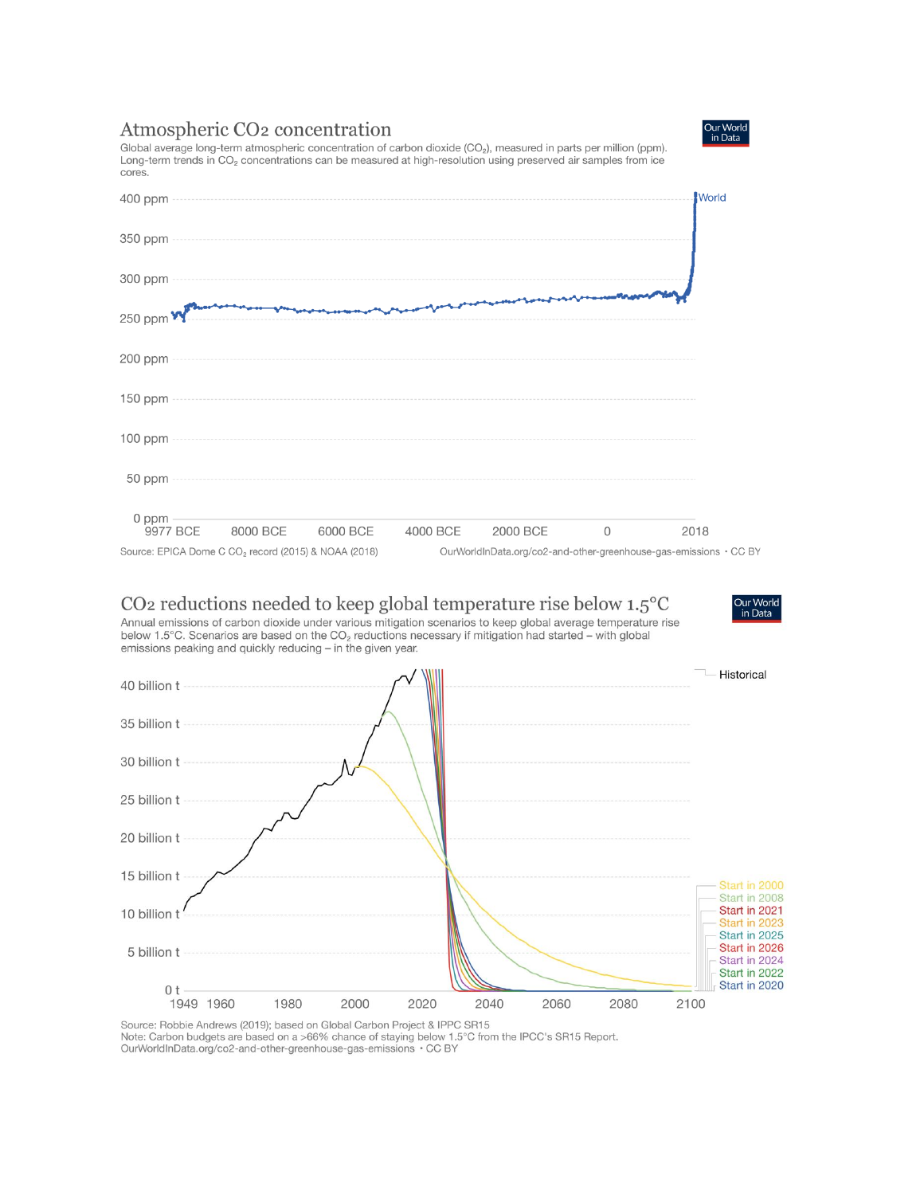## Atmospheric $CO_2$ concentration

Global average long-term atmospheric concentration of carbon dioxide ($CO_2$), measured in parts per million (ppm). Long-term trends in $CO_2$ concentrations can be measured at high-resolution using preserved air samples from ice cores.

Source: EPICA Dome C $CO_2$ record (2015) & NOAA (2018)

OurWorldInData.org/co2-and-other-greenhouse-gas-emissions • CC BY

## $CO_2$ reductions needed to keep global temperature rise below 1.5°C

Annual emissions of carbon dioxide under various mitigation scenarios to keep global average temperature rise below 1.5°C. Scenarios are based on the $CO_2$ reductions necessary if mitigation had started – with global emissions peaking and quickly reducing – in the given year.

Source: Robbie Andrews (2019); based on Global Carbon Project & IPCC SR15

Note: Carbon budgets are based on a >66% chance of staying below 1.5°C from the IPCC's SR15 Report.

OurWorldInData.org/co2-and-other-greenhouse-gas-emissions • CC BY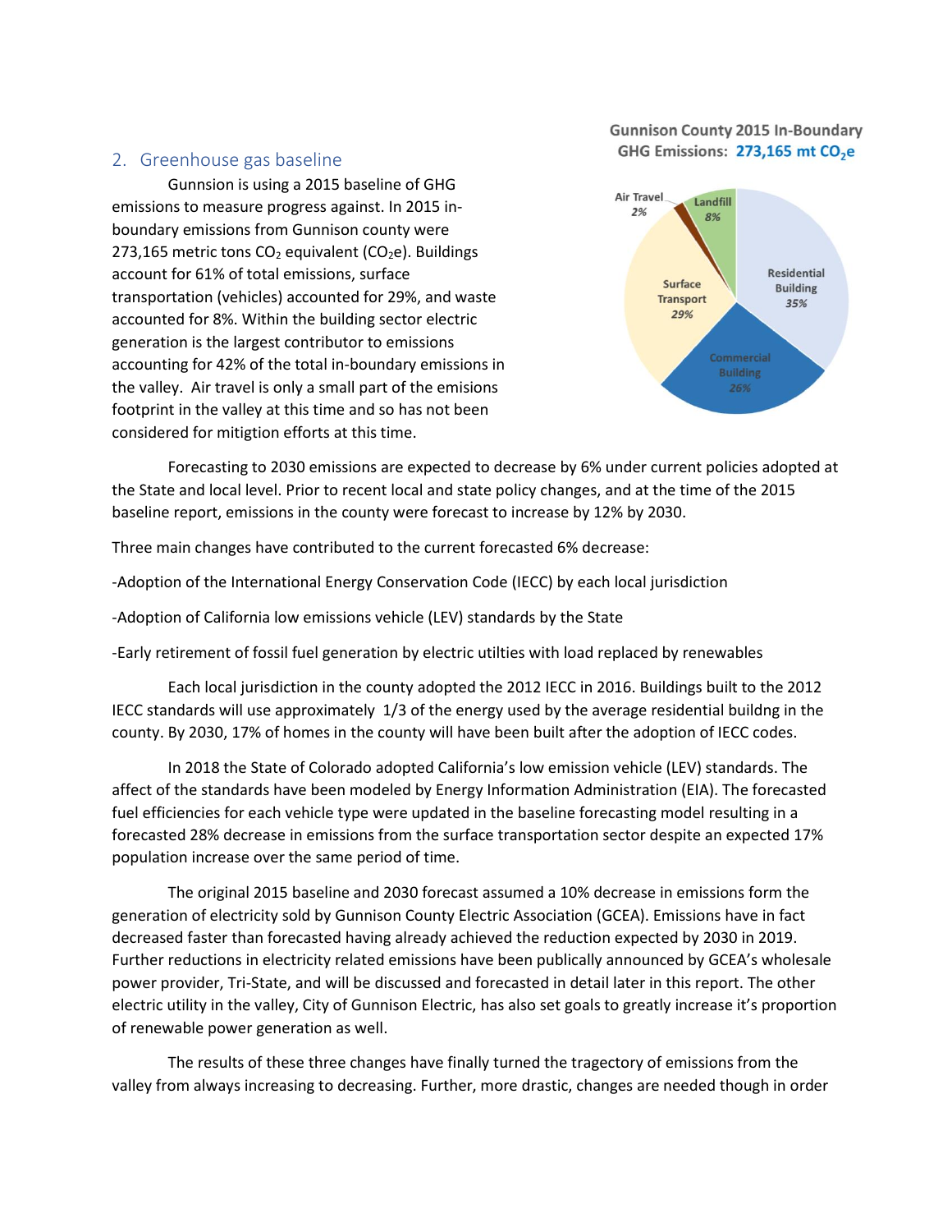## 2. Greenhouse gas baseline

Gunnsion is using a 2015 baseline of GHG emissions to measure progress against. In 2015 in-boundary emissions from Gunnison county were 273,165 metric tons $CO_2$ equivalent ($CO_2e$). Buildings account for 61% of total emissions, surface transportation (vehicles) accounted for 29%, and waste accounted for 8%. Within the building sector electric generation is the largest contributor to emissions accounting for 42% of the total in-boundary emissions in the valley. Air travel is only a small part of the emisions footprint in the valley at this time and so has not been considered for mitigtion efforts at this time.

**Gunnison County 2015 In-Boundary GHG Emissions: 273,165 mt $CO_2e$**

| Sector | Share |
|---|---|
| Residential Building | 35% |
| Commercial Building | 26% |
| Surface Transport | 29% |
| Landfill | 8% |
| Air Travel | 2% |

Forecasting to 2030 emissions are expected to decrease by 6% under current policies adopted at the State and local level. Prior to recent local and state policy changes, and at the time of the 2015 baseline report, emissions in the county were forecast to increase by 12% by 2030.

Three main changes have contributed to the current forecasted 6% decrease:

-Adoption of the International Energy Conservation Code (IECC) by each local jurisdiction

-Adoption of California low emissions vehicle (LEV) standards by the State

-Early retirement of fossil fuel generation by electric utilties with load replaced by renewables

Each local jurisdiction in the county adopted the 2012 IECC in 2016. Buildings built to the 2012 IECC standards will use approximately 1/3 of the energy used by the average residential buildng in the county. By 2030, 17% of homes in the county will have been built after the adoption of IECC codes.

In 2018 the State of Colorado adopted California's low emission vehicle (LEV) standards. The affect of the standards have been modeled by Energy Information Administration (EIA). The forecasted fuel efficiencies for each vehicle type were updated in the baseline forecasting model resulting in a forecasted 28% decrease in emissions from the surface transportation sector despite an expected 17% population increase over the same period of time.

The original 2015 baseline and 2030 forecast assumed a 10% decrease in emissions form the generation of electricity sold by Gunnison County Electric Association (GCEA). Emissions have in fact decreased faster than forecasted having already achieved the reduction expected by 2030 in 2019. Further reductions in electricity related emissions have been publically announced by GCEA's wholesale power provider, Tri-State, and will be discussed and forecasted in detail later in this report. The other electric utility in the valley, City of Gunnison Electric, has also set goals to greatly increase it's proportion of renewable power generation as well.

The results of these three changes have finally turned the tragectory of emissions from the valley from always increasing to decreasing. Further, more drastic, changes are needed though in order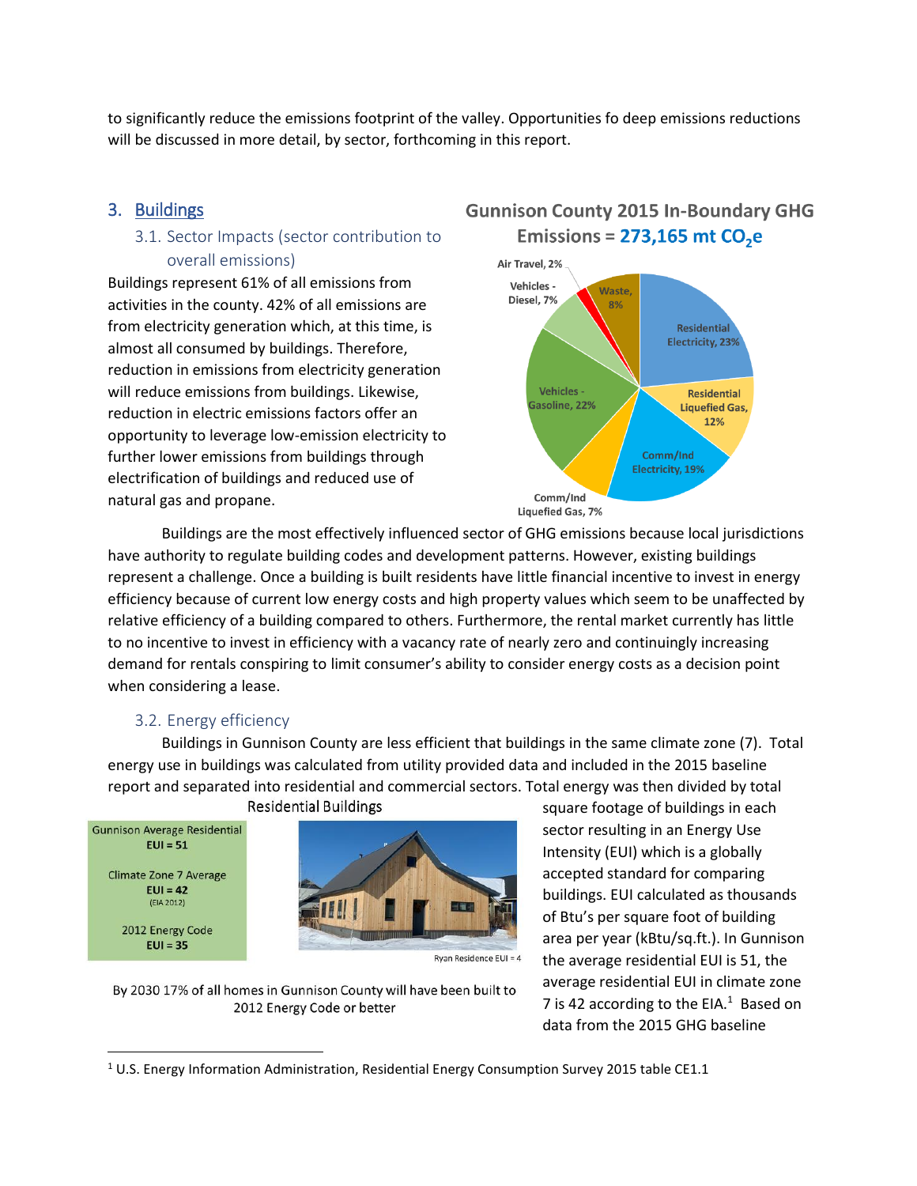to significantly reduce the emissions footprint of the valley. Opportunities fo deep emissions reductions will be discussed in more detail, by sector, forthcoming in this report.

## 3. Buildings

### 3.1. Sector Impacts (sector contribution to overall emissions)

Buildings represent 61% of all emissions from activities in the county. 42% of all emissions are from electricity generation which, at this time, is almost all consumed by buildings. Therefore, reduction in emissions from electricity generation will reduce emissions from buildings. Likewise, reduction in electric emissions factors offer an opportunity to leverage low-emission electricity to further lower emissions from buildings through electrification of buildings and reduced use of natural gas and propane.

**Gunnison County 2015 In-Boundary GHG Emissions = 273,165 mt $CO_2e$**

- Residential Electricity, 23%
- Residential Liquefied Gas, 12%
- Comm/Ind Electricity, 19%
- Comm/Ind Liquefied Gas, 7%
- Vehicles - Gasoline, 22%
- Vehicles - Diesel, 7%
- Air Travel, 2%
- Waste, 8%

Buildings are the most effectively influenced sector of GHG emissions because local jurisdictions have authority to regulate building codes and development patterns. However, existing buildings represent a challenge. Once a building is built residents have little financial incentive to invest in energy efficiency because of current low energy costs and high property values which seem to be unaffected by relative efficiency of a building compared to others. Furthermore, the rental market currently has little to no incentive to invest in efficiency with a vacancy rate of nearly zero and continuingly increasing demand for rentals conspiring to limit consumer's ability to consider energy costs as a decision point when considering a lease.

### 3.2. Energy efficiency

Buildings in Gunnison County are less efficient that buildings in the same climate zone (7). Total energy use in buildings was calculated from utility provided data and included in the 2015 baseline report and separated into residential and commercial sectors. Total energy was then divided by total square footage of buildings in each sector resulting in an Energy Use Intensity (EUI) which is a globally accepted standard for comparing buildings. EUI calculated as thousands of Btu's per square foot of building area per year (kBtu/sq.ft.). In Gunnison the average residential EUI is 51, the average residential EUI in climate zone 7 is 42 according to the EIA.[1] Based on data from the 2015 GHG baseline

**Residential Buildings**

Gunnison Average Residential **EUI = 51**

Climate Zone 7 Average **EUI = 42** (EIA 2012)

2012 Energy Code **EUI = 35**

Ryan Residence EUI = 4

By 2030 17% of all homes in Gunnison County will have been built to 2012 Energy Code or better

[1] U.S. Energy Information Administration, Residential Energy Consumption Survey 2015 table CE1.1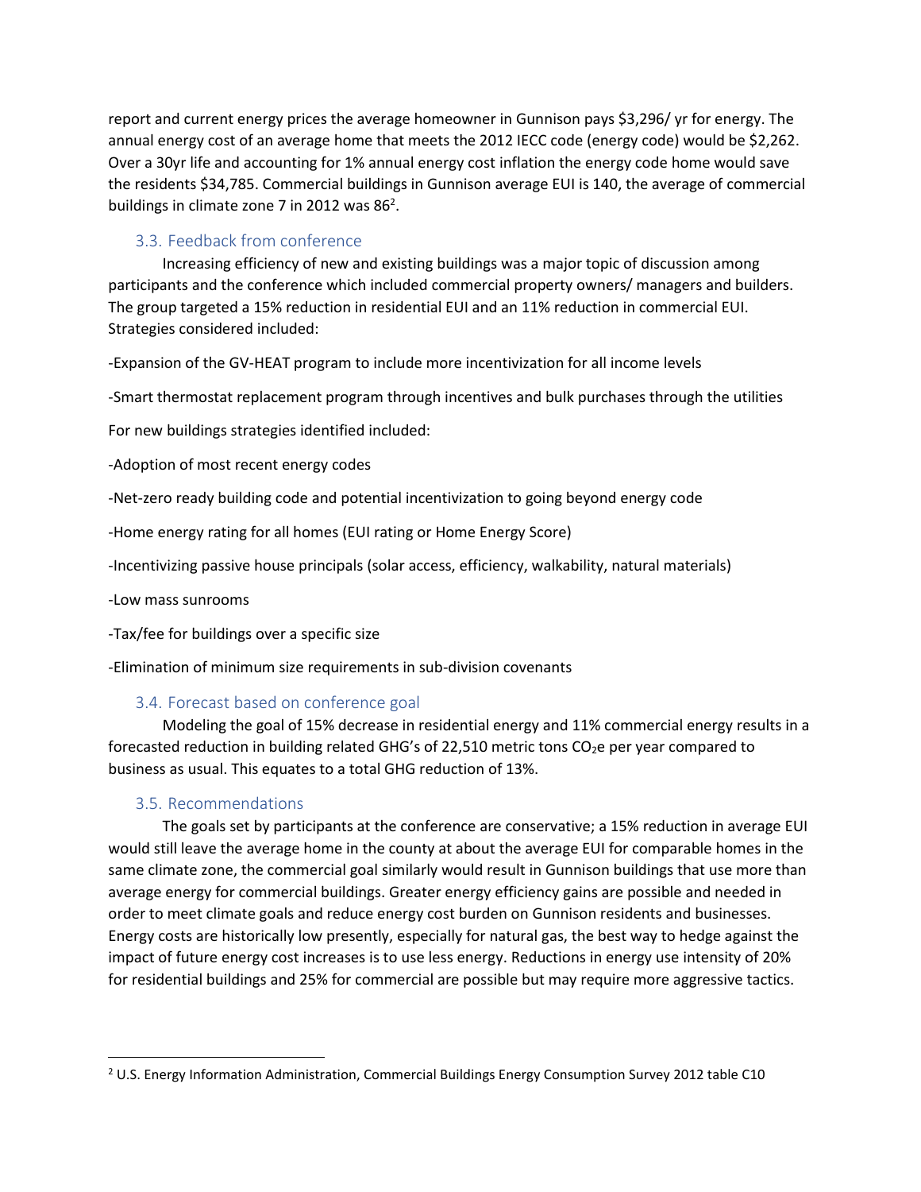report and current energy prices the average homeowner in Gunnison pays $3,296/ yr for energy. The annual energy cost of an average home that meets the 2012 IECC code (energy code) would be $2,262. Over a 30yr life and accounting for 1% annual energy cost inflation the energy code home would save the residents $34,785. Commercial buildings in Gunnison average EUI is 140, the average of commercial buildings in climate zone 7 in 2012 was 86[2].

### 3.3. Feedback from conference

Increasing efficiency of new and existing buildings was a major topic of discussion among participants and the conference which included commercial property owners/ managers and builders. The group targeted a 15% reduction in residential EUI and an 11% reduction in commercial EUI. Strategies considered included:

-Expansion of the GV-HEAT program to include more incentivization for all income levels

-Smart thermostat replacement program through incentives and bulk purchases through the utilities

For new buildings strategies identified included:

-Adoption of most recent energy codes

-Net-zero ready building code and potential incentivization to going beyond energy code

-Home energy rating for all homes (EUI rating or Home Energy Score)

-Incentivizing passive house principals (solar access, efficiency, walkability, natural materials)

-Low mass sunrooms

-Tax/fee for buildings over a specific size

-Elimination of minimum size requirements in sub-division covenants

### 3.4. Forecast based on conference goal

Modeling the goal of 15% decrease in residential energy and 11% commercial energy results in a forecasted reduction in building related GHG's of 22,510 metric tons $CO_2$e per year compared to business as usual. This equates to a total GHG reduction of 13%.

### 3.5. Recommendations

The goals set by participants at the conference are conservative; a 15% reduction in average EUI would still leave the average home in the county at about the average EUI for comparable homes in the same climate zone, the commercial goal similarly would result in Gunnison buildings that use more than average energy for commercial buildings. Greater energy efficiency gains are possible and needed in order to meet climate goals and reduce energy cost burden on Gunnison residents and businesses. Energy costs are historically low presently, especially for natural gas, the best way to hedge against the impact of future energy cost increases is to use less energy. Reductions in energy use intensity of 20% for residential buildings and 25% for commercial are possible but may require more aggressive tactics.

---

[2] U.S. Energy Information Administration, Commercial Buildings Energy Consumption Survey 2012 table C10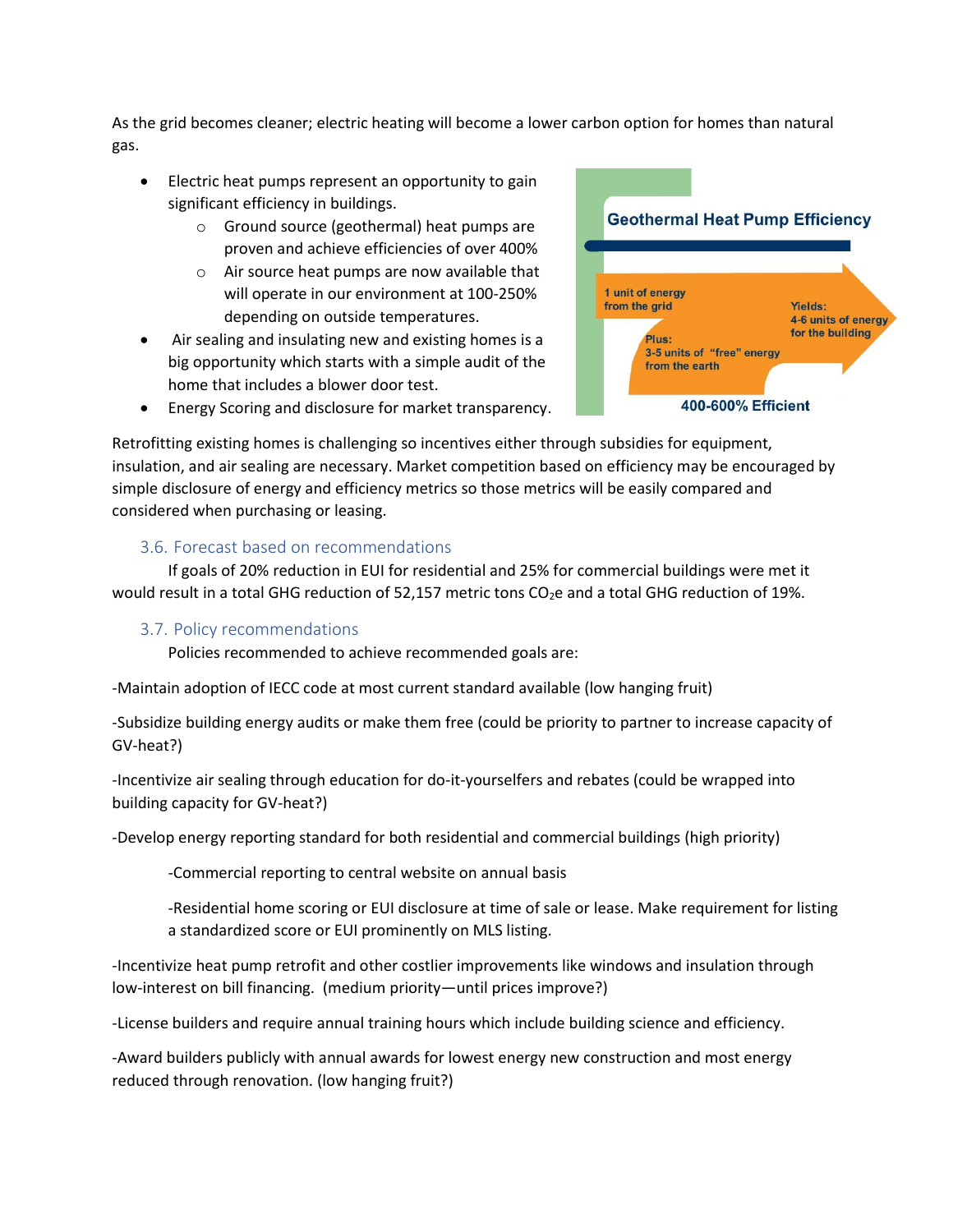As the grid becomes cleaner; electric heating will become a lower carbon option for homes than natural gas.

- Electric heat pumps represent an opportunity to gain significant efficiency in buildings.
  - Ground source (geothermal) heat pumps are proven and achieve efficiencies of over 400%
  - Air source heat pumps are now available that will operate in our environment at 100-250% depending on outside temperatures.
- Air sealing and insulating new and existing homes is a big opportunity which starts with a simple audit of the home that includes a blower door test.
- Energy Scoring and disclosure for market transparency.

Geothermal Heat Pump Efficiency

1 unit of energy from the grid

Plus: 3-5 units of "free" energy from the earth

Yields: 4-6 units of energy for the building

400-600% Efficient

Retrofitting existing homes is challenging so incentives either through subsidies for equipment, insulation, and air sealing are necessary. Market competition based on efficiency may be encouraged by simple disclosure of energy and efficiency metrics so those metrics will be easily compared and considered when purchasing or leasing.

### 3.6. Forecast based on recommendations

If goals of 20% reduction in EUI for residential and 25% for commercial buildings were met it would result in a total GHG reduction of 52,157 metric tons $CO_2$e and a total GHG reduction of 19%.

### 3.7. Policy recommendations

Policies recommended to achieve recommended goals are:

-Maintain adoption of IECC code at most current standard available (low hanging fruit)

-Subsidize building energy audits or make them free (could be priority to partner to increase capacity of GV-heat?)

-Incentivize air sealing through education for do-it-yourselfers and rebates (could be wrapped into building capacity for GV-heat?)

-Develop energy reporting standard for both residential and commercial buildings (high priority)

> -Commercial reporting to central website on annual basis
>
> -Residential home scoring or EUI disclosure at time of sale or lease. Make requirement for listing a standardized score or EUI prominently on MLS listing.

-Incentivize heat pump retrofit and other costlier improvements like windows and insulation through low-interest on bill financing. (medium priority—until prices improve?)

-License builders and require annual training hours which include building science and efficiency.

-Award builders publicly with annual awards for lowest energy new construction and most energy reduced through renovation. (low hanging fruit?)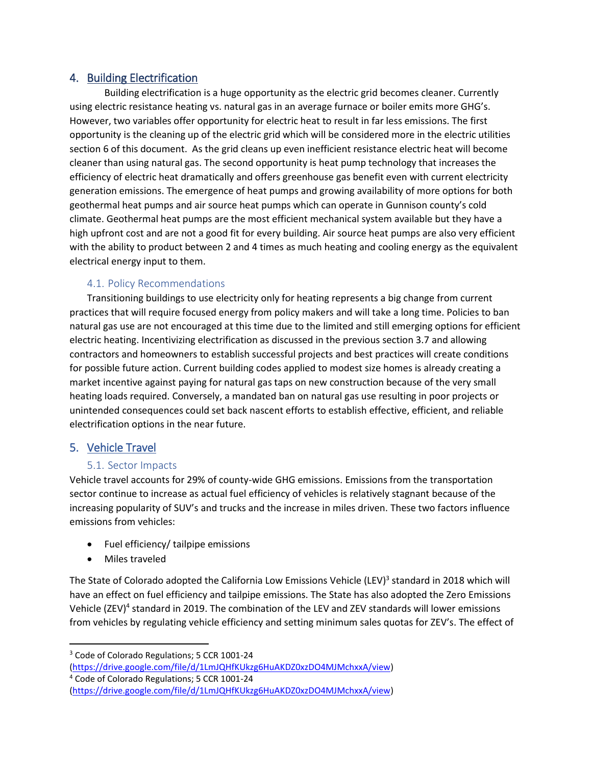## 4. Building Electrification

Building electrification is a huge opportunity as the electric grid becomes cleaner. Currently using electric resistance heating vs. natural gas in an average furnace or boiler emits more GHG's. However, two variables offer opportunity for electric heat to result in far less emissions. The first opportunity is the cleaning up of the electric grid which will be considered more in the electric utilities section 6 of this document. As the grid cleans up even inefficient resistance electric heat will become cleaner than using natural gas. The second opportunity is heat pump technology that increases the efficiency of electric heat dramatically and offers greenhouse gas benefit even with current electricity generation emissions. The emergence of heat pumps and growing availability of more options for both geothermal heat pumps and air source heat pumps which can operate in Gunnison county's cold climate. Geothermal heat pumps are the most efficient mechanical system available but they have a high upfront cost and are not a good fit for every building. Air source heat pumps are also very efficient with the ability to product between 2 and 4 times as much heating and cooling energy as the equivalent electrical energy input to them.

### 4.1. Policy Recommendations

Transitioning buildings to use electricity only for heating represents a big change from current practices that will require focused energy from policy makers and will take a long time. Policies to ban natural gas use are not encouraged at this time due to the limited and still emerging options for efficient electric heating. Incentivizing electrification as discussed in the previous section 3.7 and allowing contractors and homeowners to establish successful projects and best practices will create conditions for possible future action. Current building codes applied to modest size homes is already creating a market incentive against paying for natural gas taps on new construction because of the very small heating loads required. Conversely, a mandated ban on natural gas use resulting in poor projects or unintended consequences could set back nascent efforts to establish effective, efficient, and reliable electrification options in the near future.

## 5. Vehicle Travel

### 5.1. Sector Impacts

Vehicle travel accounts for 29% of county-wide GHG emissions. Emissions from the transportation sector continue to increase as actual fuel efficiency of vehicles is relatively stagnant because of the increasing popularity of SUV's and trucks and the increase in miles driven. These two factors influence emissions from vehicles:

- Fuel efficiency/ tailpipe emissions
- Miles traveled

The State of Colorado adopted the California Low Emissions Vehicle (LEV)[3] standard in 2018 which will have an effect on fuel efficiency and tailpipe emissions. The State has also adopted the Zero Emissions Vehicle (ZEV)[4] standard in 2019. The combination of the LEV and ZEV standards will lower emissions from vehicles by regulating vehicle efficiency and setting minimum sales quotas for ZEV's. The effect of

---

[3] Code of Colorado Regulations; 5 CCR 1001-24 (https://drive.google.com/file/d/1LmJQHfKUkzg6HuAKDZ0xzDO4MJMchxxA/view)

[4] Code of Colorado Regulations; 5 CCR 1001-24 (https://drive.google.com/file/d/1LmJQHfKUkzg6HuAKDZ0xzDO4MJMchxxA/view)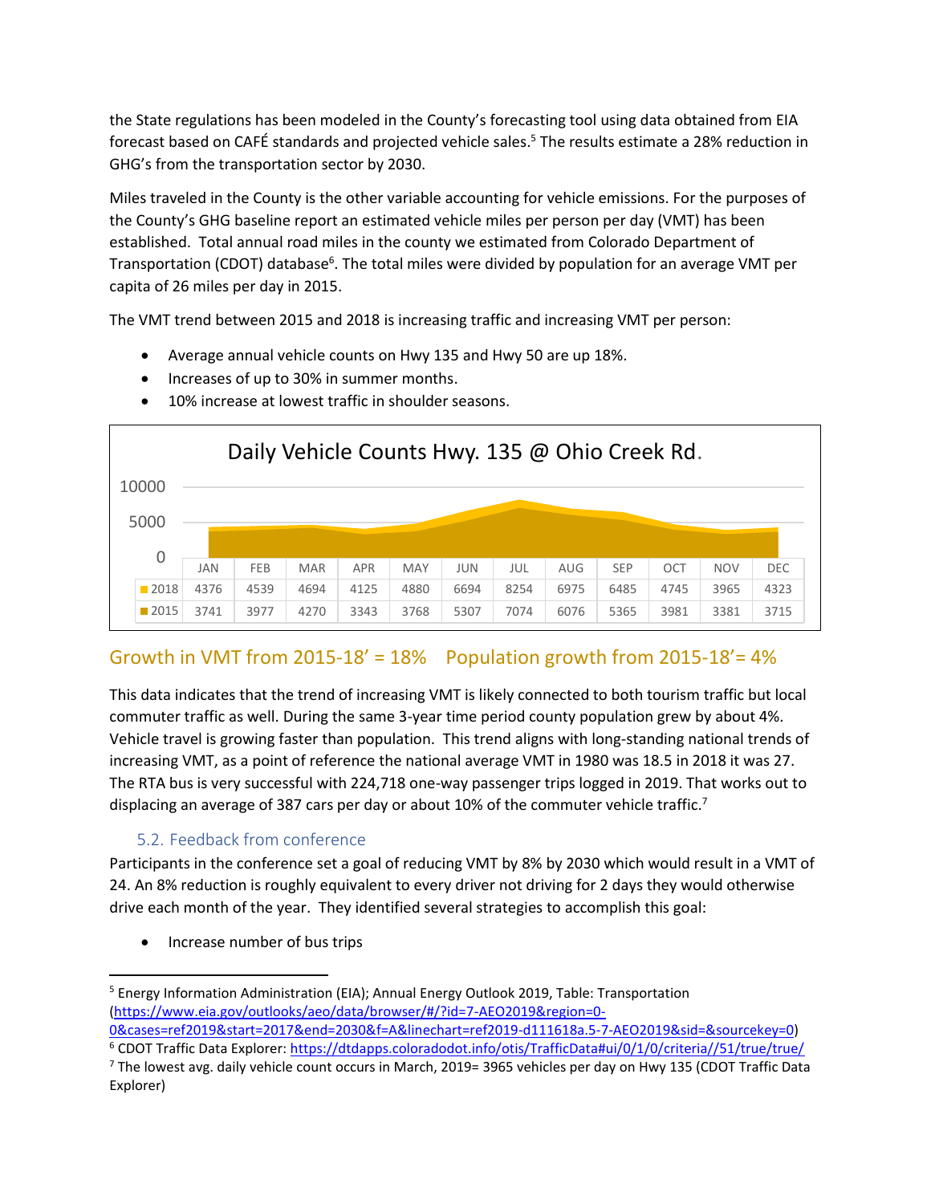the State regulations has been modeled in the County's forecasting tool using data obtained from EIA forecast based on CAFÉ standards and projected vehicle sales.[5] The results estimate a 28% reduction in GHG's from the transportation sector by 2030.

Miles traveled in the County is the other variable accounting for vehicle emissions. For the purposes of the County's GHG baseline report an estimated vehicle miles per person per day (VMT) has been established. Total annual road miles in the county we estimated from Colorado Department of Transportation (CDOT) database[6]. The total miles were divided by population for an average VMT per capita of 26 miles per day in 2015.

The VMT trend between 2015 and 2018 is increasing traffic and increasing VMT per person:

- Average annual vehicle counts on Hwy 135 and Hwy 50 are up 18%.
- Increases of up to 30% in summer months.
- 10% increase at lowest traffic in shoulder seasons.

**Daily Vehicle Counts Hwy. 135 @ Ohio Creek Rd.**

| | JAN | FEB | MAR | APR | MAY | JUN | JUL | AUG | SEP | OCT | NOV | DEC |
|---|---|---|---|---|---|---|---|---|---|---|---|---|
| 2018 | 4376 | 4539 | 4694 | 4125 | 4880 | 6694 | 8254 | 6975 | 6485 | 4745 | 3965 | 4323 |
| 2015 | 3741 | 3977 | 4270 | 3343 | 3768 | 5307 | 7074 | 6076 | 5365 | 3981 | 3381 | 3715 |

## Growth in VMT from 2015-18' = 18% Population growth from 2015-18'= 4%

This data indicates that the trend of increasing VMT is likely connected to both tourism traffic but local commuter traffic as well. During the same 3-year time period county population grew by about 4%. Vehicle travel is growing faster than population. This trend aligns with long-standing national trends of increasing VMT, as a point of reference the national average VMT in 1980 was 18.5 in 2018 it was 27. The RTA bus is very successful with 224,718 one-way passenger trips logged in 2019. That works out to displacing an average of 387 cars per day or about 10% of the commuter vehicle traffic.[7]

### 5.2. Feedback from conference

Participants in the conference set a goal of reducing VMT by 8% by 2030 which would result in a VMT of 24. An 8% reduction is roughly equivalent to every driver not driving for 2 days they would otherwise drive each month of the year. They identified several strategies to accomplish this goal:

- Increase number of bus trips

---

[5] Energy Information Administration (EIA); Annual Energy Outlook 2019, Table: Transportation (https://www.eia.gov/outlooks/aeo/data/browser/#/?id=7-AEO2019&region=0-0&cases=ref2019&start=2017&end=2030&f=A&linechart=ref2019-d111618a.5-7-AEO2019&sid=&sourcekey=0)

[6] CDOT Traffic Data Explorer: https://dtdapps.coloradodot.info/otis/TrafficData#ui/0/1/0/criteria//51/true/true/

[7] The lowest avg. daily vehicle count occurs in March, 2019= 3965 vehicles per day on Hwy 135 (CDOT Traffic Data Explorer)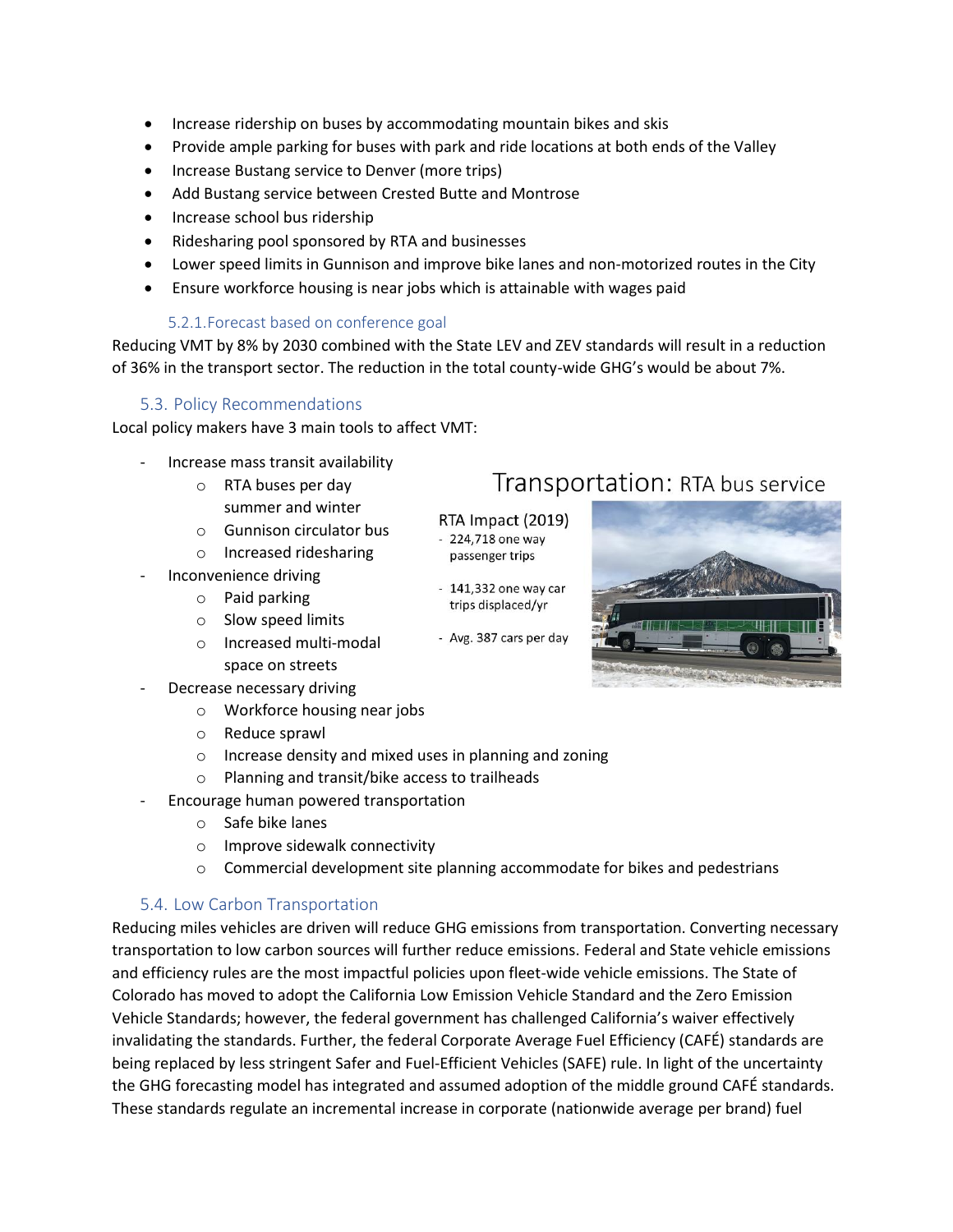- Increase ridership on buses by accommodating mountain bikes and skis
- Provide ample parking for buses with park and ride locations at both ends of the Valley
- Increase Bustang service to Denver (more trips)
- Add Bustang service between Crested Butte and Montrose
- Increase school bus ridership
- Ridesharing pool sponsored by RTA and businesses
- Lower speed limits in Gunnison and improve bike lanes and non-motorized routes in the City
- Ensure workforce housing is near jobs which is attainable with wages paid

#### 5.2.1. Forecast based on conference goal

Reducing VMT by 8% by 2030 combined with the State LEV and ZEV standards will result in a reduction of 36% in the transport sector. The reduction in the total county-wide GHG's would be about 7%.

### 5.3. Policy Recommendations

Local policy makers have 3 main tools to affect VMT:

- Increase mass transit availability
  - RTA buses per day summer and winter
  - Gunnison circulator bus
  - Increased ridesharing
- Inconvenience driving
  - Paid parking
  - Slow speed limits
  - Increased multi-modal space on streets
- Decrease necessary driving
  - Workforce housing near jobs
  - Reduce sprawl
  - Increase density and mixed uses in planning and zoning
  - Planning and transit/bike access to trailheads
- Encourage human powered transportation
  - Safe bike lanes
  - Improve sidewalk connectivity
  - Commercial development site planning accommodate for bikes and pedestrians

Transportation: RTA bus service

RTA Impact (2019)

- 224,718 one way passenger trips
- 141,332 one way car trips displaced/yr
- Avg. 387 cars per day

### 5.4. Low Carbon Transportation

Reducing miles vehicles are driven will reduce GHG emissions from transportation. Converting necessary transportation to low carbon sources will further reduce emissions. Federal and State vehicle emissions and efficiency rules are the most impactful policies upon fleet-wide vehicle emissions. The State of Colorado has moved to adopt the California Low Emission Vehicle Standard and the Zero Emission Vehicle Standards; however, the federal government has challenged California's waiver effectively invalidating the standards. Further, the federal Corporate Average Fuel Efficiency (CAFÉ) standards are being replaced by less stringent Safer and Fuel-Efficient Vehicles (SAFE) rule. In light of the uncertainty the GHG forecasting model has integrated and assumed adoption of the middle ground CAFÉ standards. These standards regulate an incremental increase in corporate (nationwide average per brand) fuel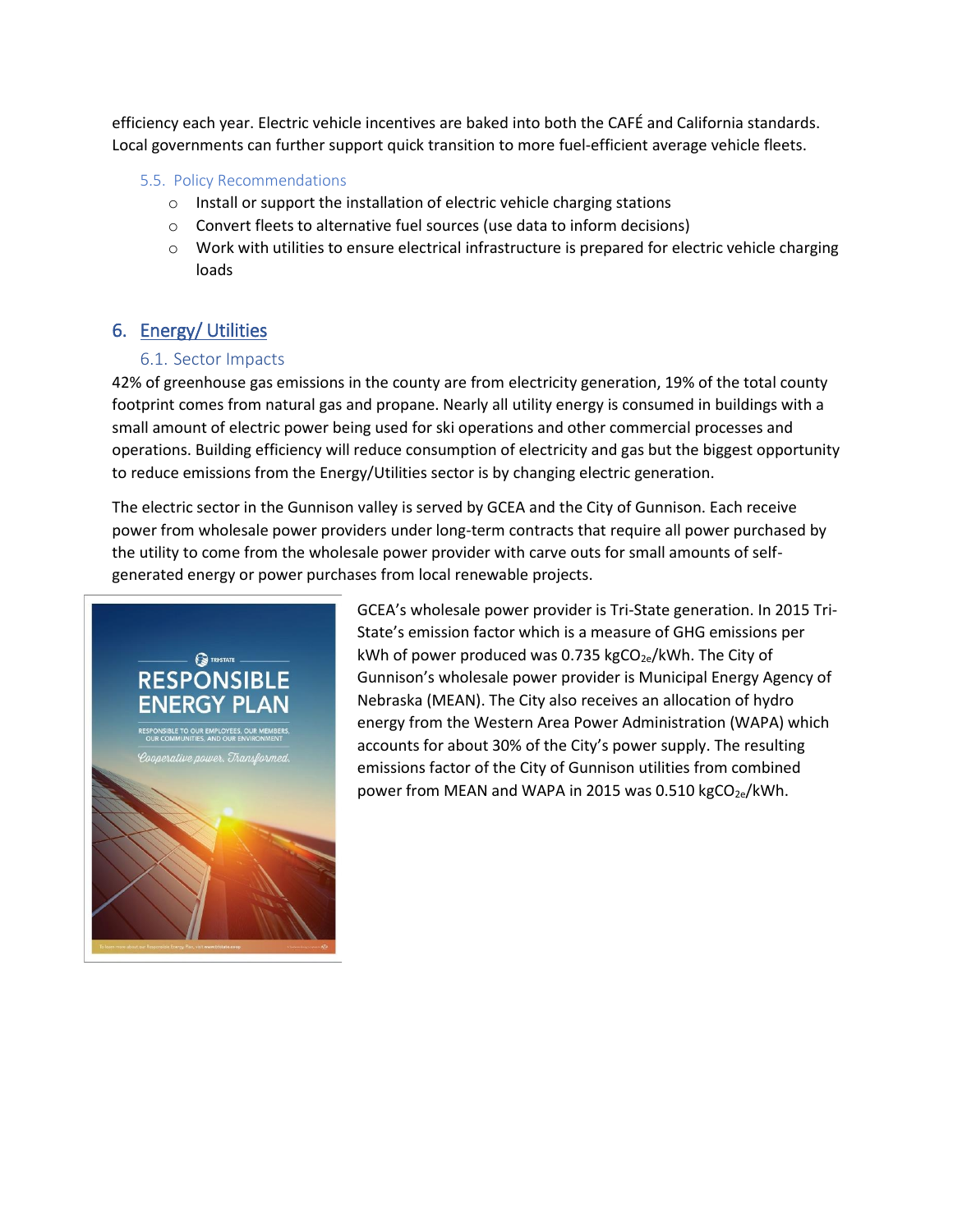efficiency each year. Electric vehicle incentives are baked into both the CAFÉ and California standards. Local governments can further support quick transition to more fuel-efficient average vehicle fleets.

### 5.5. Policy Recommendations

- Install or support the installation of electric vehicle charging stations
- Convert fleets to alternative fuel sources (use data to inform decisions)
- Work with utilities to ensure electrical infrastructure is prepared for electric vehicle charging loads

## 6. Energy/ Utilities

### 6.1. Sector Impacts

42% of greenhouse gas emissions in the county are from electricity generation, 19% of the total county footprint comes from natural gas and propane. Nearly all utility energy is consumed in buildings with a small amount of electric power being used for ski operations and other commercial processes and operations. Building efficiency will reduce consumption of electricity and gas but the biggest opportunity to reduce emissions from the Energy/Utilities sector is by changing electric generation.

The electric sector in the Gunnison valley is served by GCEA and the City of Gunnison. Each receive power from wholesale power providers under long-term contracts that require all power purchased by the utility to come from the wholesale power provider with carve outs for small amounts of self-generated energy or power purchases from local renewable projects.

GCEA's wholesale power provider is Tri-State generation. In 2015 Tri-State's emission factor which is a measure of GHG emissions per kWh of power produced was 0.735 $kgCO_{2e}$/kWh. The City of Gunnison's wholesale power provider is Municipal Energy Agency of Nebraska (MEAN). The City also receives an allocation of hydro energy from the Western Area Power Administration (WAPA) which accounts for about 30% of the City's power supply. The resulting emissions factor of the City of Gunnison utilities from combined power from MEAN and WAPA in 2015 was 0.510 $kgCO_{2e}$/kWh.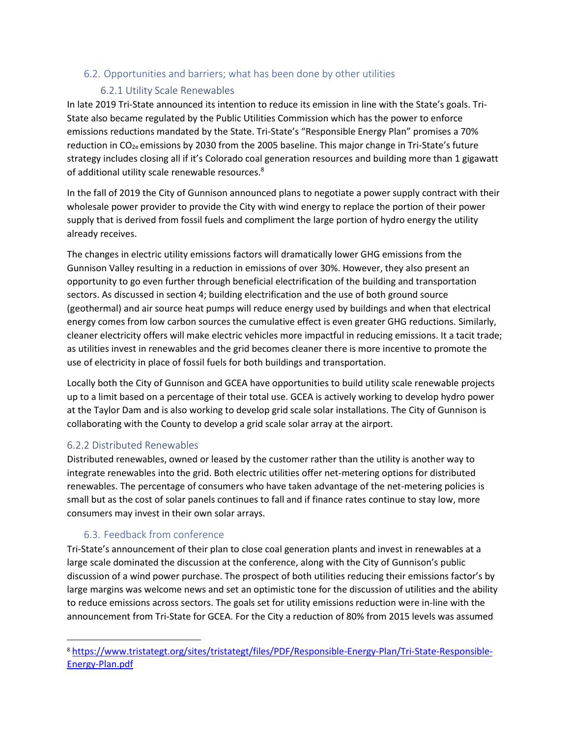## 6.2. Opportunities and barriers; what has been done by other utilities

### 6.2.1 Utility Scale Renewables

In late 2019 Tri-State announced its intention to reduce its emission in line with the State's goals. Tri-State also became regulated by the Public Utilities Commission which has the power to enforce emissions reductions mandated by the State. Tri-State's "Responsible Energy Plan" promises a 70% reduction in $CO_{2e}$ emissions by 2030 from the 2005 baseline. This major change in Tri-State's future strategy includes closing all if it's Colorado coal generation resources and building more than 1 gigawatt of additional utility scale renewable resources.[8]

In the fall of 2019 the City of Gunnison announced plans to negotiate a power supply contract with their wholesale power provider to provide the City with wind energy to replace the portion of their power supply that is derived from fossil fuels and compliment the large portion of hydro energy the utility already receives.

The changes in electric utility emissions factors will dramatically lower GHG emissions from the Gunnison Valley resulting in a reduction in emissions of over 30%. However, they also present an opportunity to go even further through beneficial electrification of the building and transportation sectors. As discussed in section 4; building electrification and the use of both ground source (geothermal) and air source heat pumps will reduce energy used by buildings and when that electrical energy comes from low carbon sources the cumulative effect is even greater GHG reductions. Similarly, cleaner electricity offers will make electric vehicles more impactful in reducing emissions. It a tacit trade; as utilities invest in renewables and the grid becomes cleaner there is more incentive to promote the use of electricity in place of fossil fuels for both buildings and transportation.

Locally both the City of Gunnison and GCEA have opportunities to build utility scale renewable projects up to a limit based on a percentage of their total use. GCEA is actively working to develop hydro power at the Taylor Dam and is also working to develop grid scale solar installations. The City of Gunnison is collaborating with the County to develop a grid scale solar array at the airport.

### 6.2.2 Distributed Renewables

Distributed renewables, owned or leased by the customer rather than the utility is another way to integrate renewables into the grid. Both electric utilities offer net-metering options for distributed renewables. The percentage of consumers who have taken advantage of the net-metering policies is small but as the cost of solar panels continues to fall and if finance rates continue to stay low, more consumers may invest in their own solar arrays.

## 6.3. Feedback from conference

Tri-State's announcement of their plan to close coal generation plants and invest in renewables at a large scale dominated the discussion at the conference, along with the City of Gunnison's public discussion of a wind power purchase. The prospect of both utilities reducing their emissions factor's by large margins was welcome news and set an optimistic tone for the discussion of utilities and the ability to reduce emissions across sectors. The goals set for utility emissions reduction were in-line with the announcement from Tri-State for GCEA. For the City a reduction of 80% from 2015 levels was assumed

---

[8] https://www.tristategt.org/sites/tristategt/files/PDF/Responsible-Energy-Plan/Tri-State-Responsible-Energy-Plan.pdf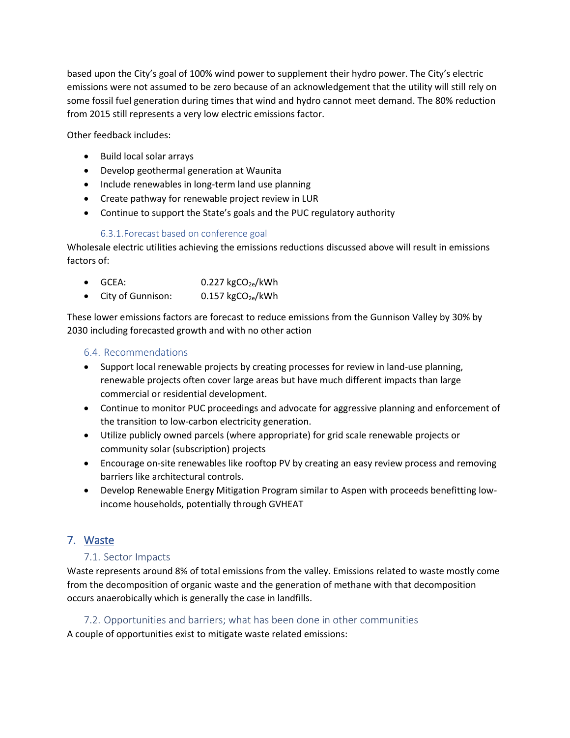based upon the City's goal of 100% wind power to supplement their hydro power. The City's electric emissions were not assumed to be zero because of an acknowledgement that the utility will still rely on some fossil fuel generation during times that wind and hydro cannot meet demand. The 80% reduction from 2015 still represents a very low electric emissions factor.

Other feedback includes:

- Build local solar arrays
- Develop geothermal generation at Waunita
- Include renewables in long-term land use planning
- Create pathway for renewable project review in LUR
- Continue to support the State's goals and the PUC regulatory authority

#### 6.3.1. Forecast based on conference goal

Wholesale electric utilities achieving the emissions reductions discussed above will result in emissions factors of:

- GCEA: 0.227 $kgCO_{2e}/kWh$
- City of Gunnison: 0.157 $kgCO_{2e}/kWh$

These lower emissions factors are forecast to reduce emissions from the Gunnison Valley by 30% by 2030 including forecasted growth and with no other action

### 6.4. Recommendations

- Support local renewable projects by creating processes for review in land-use planning, renewable projects often cover large areas but have much different impacts than large commercial or residential development.
- Continue to monitor PUC proceedings and advocate for aggressive planning and enforcement of the transition to low-carbon electricity generation.
- Utilize publicly owned parcels (where appropriate) for grid scale renewable projects or community solar (subscription) projects
- Encourage on-site renewables like rooftop PV by creating an easy review process and removing barriers like architectural controls.
- Develop Renewable Energy Mitigation Program similar to Aspen with proceeds benefitting low-income households, potentially through GVHEAT

## 7. Waste

### 7.1. Sector Impacts

Waste represents around 8% of total emissions from the valley. Emissions related to waste mostly come from the decomposition of organic waste and the generation of methane with that decomposition occurs anaerobically which is generally the case in landfills.

### 7.2. Opportunities and barriers; what has been done in other communities

A couple of opportunities exist to mitigate waste related emissions: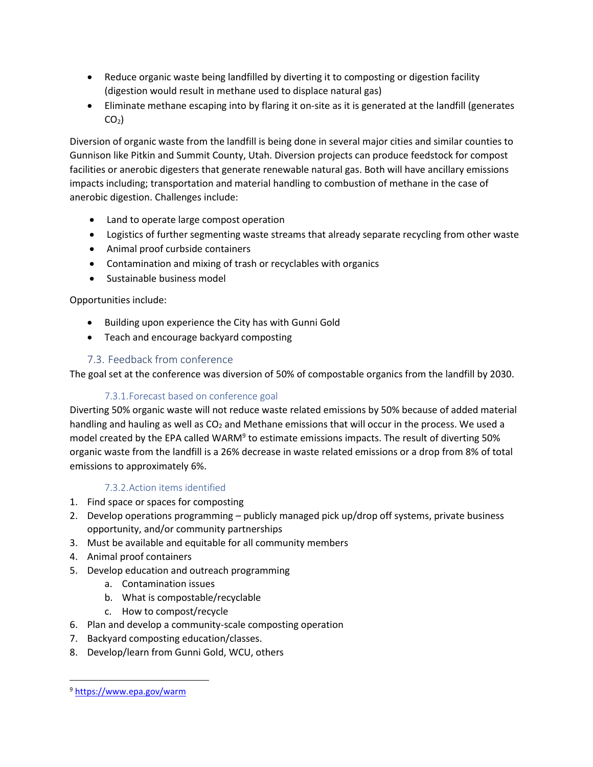- Reduce organic waste being landfilled by diverting it to composting or digestion facility (digestion would result in methane used to displace natural gas)
- Eliminate methane escaping into by flaring it on-site as it is generated at the landfill (generates $CO_2$)

Diversion of organic waste from the landfill is being done in several major cities and similar counties to Gunnison like Pitkin and Summit County, Utah. Diversion projects can produce feedstock for compost facilities or anerobic digesters that generate renewable natural gas. Both will have ancillary emissions impacts including; transportation and material handling to combustion of methane in the case of anerobic digestion. Challenges include:

- Land to operate large compost operation
- Logistics of further segmenting waste streams that already separate recycling from other waste
- Animal proof curbside containers
- Contamination and mixing of trash or recyclables with organics
- Sustainable business model

Opportunities include:

- Building upon experience the City has with Gunni Gold
- Teach and encourage backyard composting

## 7.3. Feedback from conference

The goal set at the conference was diversion of 50% of compostable organics from the landfill by 2030.

### 7.3.1. Forecast based on conference goal

Diverting 50% organic waste will not reduce waste related emissions by 50% because of added material handling and hauling as well as $CO_2$ and Methane emissions that will occur in the process. We used a model created by the EPA called WARM[9] to estimate emissions impacts. The result of diverting 50% organic waste from the landfill is a 26% decrease in waste related emissions or a drop from 8% of total emissions to approximately 6%.

### 7.3.2. Action items identified

1. Find space or spaces for composting
2. Develop operations programming – publicly managed pick up/drop off systems, private business opportunity, and/or community partnerships
3. Must be available and equitable for all community members
4. Animal proof containers
5. Develop education and outreach programming
   a. Contamination issues
   b. What is compostable/recyclable
   c. How to compost/recycle
6. Plan and develop a community-scale composting operation
7. Backyard composting education/classes.
8. Develop/learn from Gunni Gold, WCU, others

---

[9] https://www.epa.gov/warm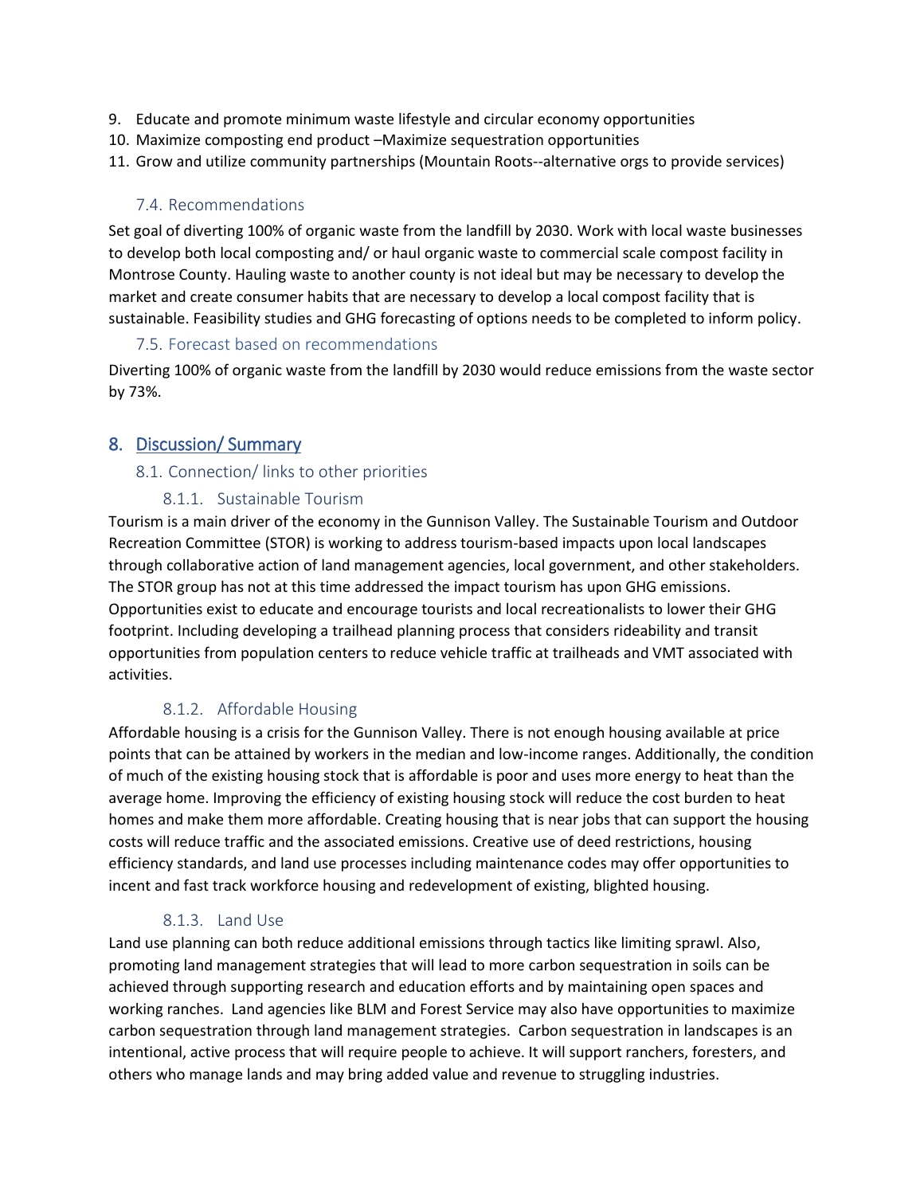9. Educate and promote minimum waste lifestyle and circular economy opportunities
10. Maximize composting end product –Maximize sequestration opportunities
11. Grow and utilize community partnerships (Mountain Roots--alternative orgs to provide services)

### 7.4. Recommendations

Set goal of diverting 100% of organic waste from the landfill by 2030. Work with local waste businesses to develop both local composting and/ or haul organic waste to commercial scale compost facility in Montrose County. Hauling waste to another county is not ideal but may be necessary to develop the market and create consumer habits that are necessary to develop a local compost facility that is sustainable. Feasibility studies and GHG forecasting of options needs to be completed to inform policy.

### 7.5. Forecast based on recommendations

Diverting 100% of organic waste from the landfill by 2030 would reduce emissions from the waste sector by 73%.

## 8. Discussion/ Summary

### 8.1. Connection/ links to other priorities

#### 8.1.1. Sustainable Tourism

Tourism is a main driver of the economy in the Gunnison Valley. The Sustainable Tourism and Outdoor Recreation Committee (STOR) is working to address tourism-based impacts upon local landscapes through collaborative action of land management agencies, local government, and other stakeholders. The STOR group has not at this time addressed the impact tourism has upon GHG emissions. Opportunities exist to educate and encourage tourists and local recreationalists to lower their GHG footprint. Including developing a trailhead planning process that considers rideability and transit opportunities from population centers to reduce vehicle traffic at trailheads and VMT associated with activities.

#### 8.1.2. Affordable Housing

Affordable housing is a crisis for the Gunnison Valley. There is not enough housing available at price points that can be attained by workers in the median and low-income ranges. Additionally, the condition of much of the existing housing stock that is affordable is poor and uses more energy to heat than the average home. Improving the efficiency of existing housing stock will reduce the cost burden to heat homes and make them more affordable. Creating housing that is near jobs that can support the housing costs will reduce traffic and the associated emissions. Creative use of deed restrictions, housing efficiency standards, and land use processes including maintenance codes may offer opportunities to incent and fast track workforce housing and redevelopment of existing, blighted housing.

#### 8.1.3. Land Use

Land use planning can both reduce additional emissions through tactics like limiting sprawl. Also, promoting land management strategies that will lead to more carbon sequestration in soils can be achieved through supporting research and education efforts and by maintaining open spaces and working ranches. Land agencies like BLM and Forest Service may also have opportunities to maximize carbon sequestration through land management strategies. Carbon sequestration in landscapes is an intentional, active process that will require people to achieve. It will support ranchers, foresters, and others who manage lands and may bring added value and revenue to struggling industries.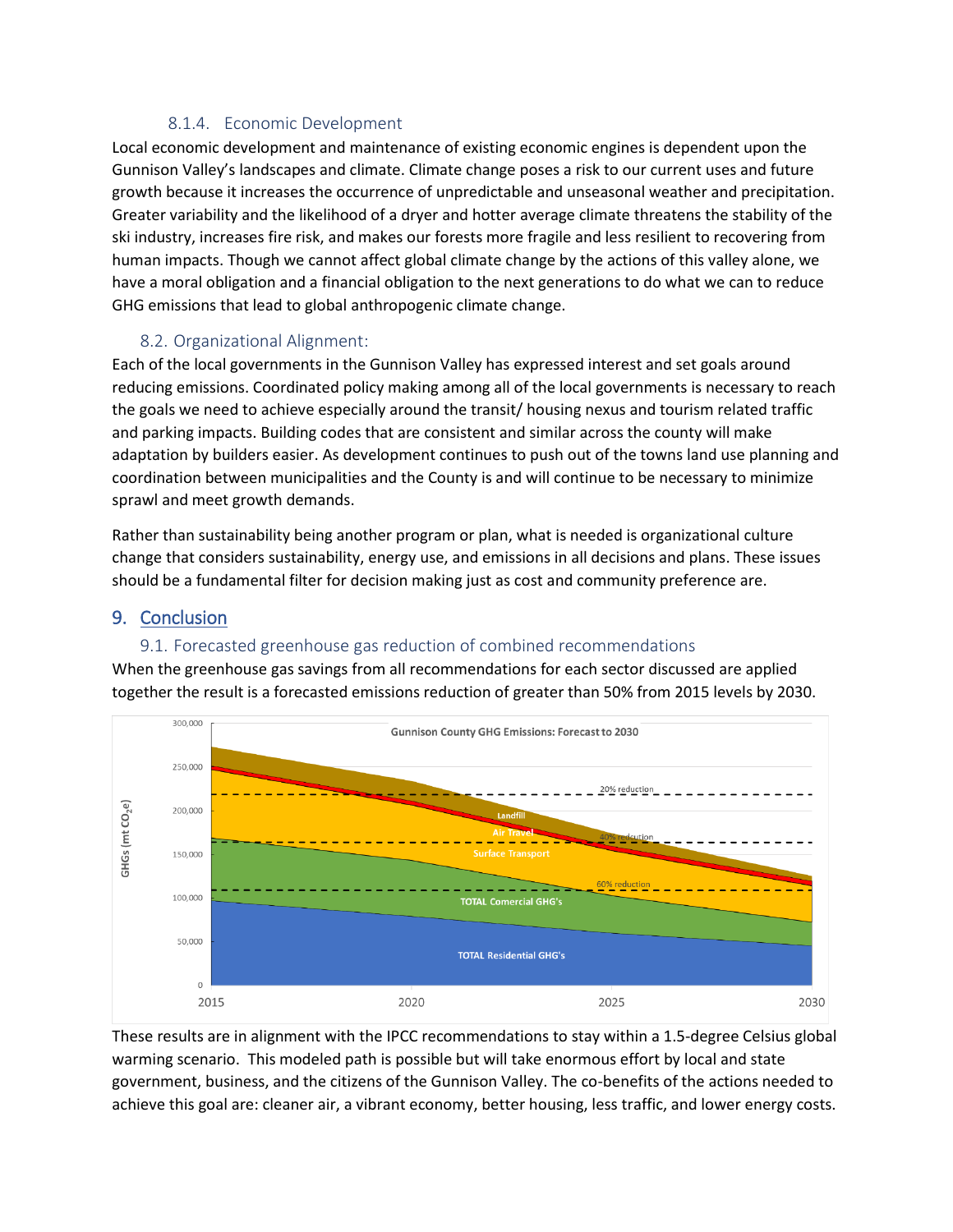#### 8.1.4. Economic Development

Local economic development and maintenance of existing economic engines is dependent upon the Gunnison Valley's landscapes and climate. Climate change poses a risk to our current uses and future growth because it increases the occurrence of unpredictable and unseasonal weather and precipitation. Greater variability and the likelihood of a dryer and hotter average climate threatens the stability of the ski industry, increases fire risk, and makes our forests more fragile and less resilient to recovering from human impacts. Though we cannot affect global climate change by the actions of this valley alone, we have a moral obligation and a financial obligation to the next generations to do what we can to reduce GHG emissions that lead to global anthropogenic climate change.

### 8.2. Organizational Alignment:

Each of the local governments in the Gunnison Valley has expressed interest and set goals around reducing emissions. Coordinated policy making among all of the local governments is necessary to reach the goals we need to achieve especially around the transit/ housing nexus and tourism related traffic and parking impacts. Building codes that are consistent and similar across the county will make adaptation by builders easier. As development continues to push out of the towns land use planning and coordination between municipalities and the County is and will continue to be necessary to minimize sprawl and meet growth demands.

Rather than sustainability being another program or plan, what is needed is organizational culture change that considers sustainability, energy use, and emissions in all decisions and plans. These issues should be a fundamental filter for decision making just as cost and community preference are.

## 9. Conclusion

### 9.1. Forecasted greenhouse gas reduction of combined recommendations

When the greenhouse gas savings from all recommendations for each sector discussed are applied together the result is a forecasted emissions reduction of greater than 50% from 2015 levels by 2030.

These results are in alignment with the IPCC recommendations to stay within a 1.5-degree Celsius global warming scenario. This modeled path is possible but will take enormous effort by local and state government, business, and the citizens of the Gunnison Valley. The co-benefits of the actions needed to achieve this goal are: cleaner air, a vibrant economy, better housing, less traffic, and lower energy costs.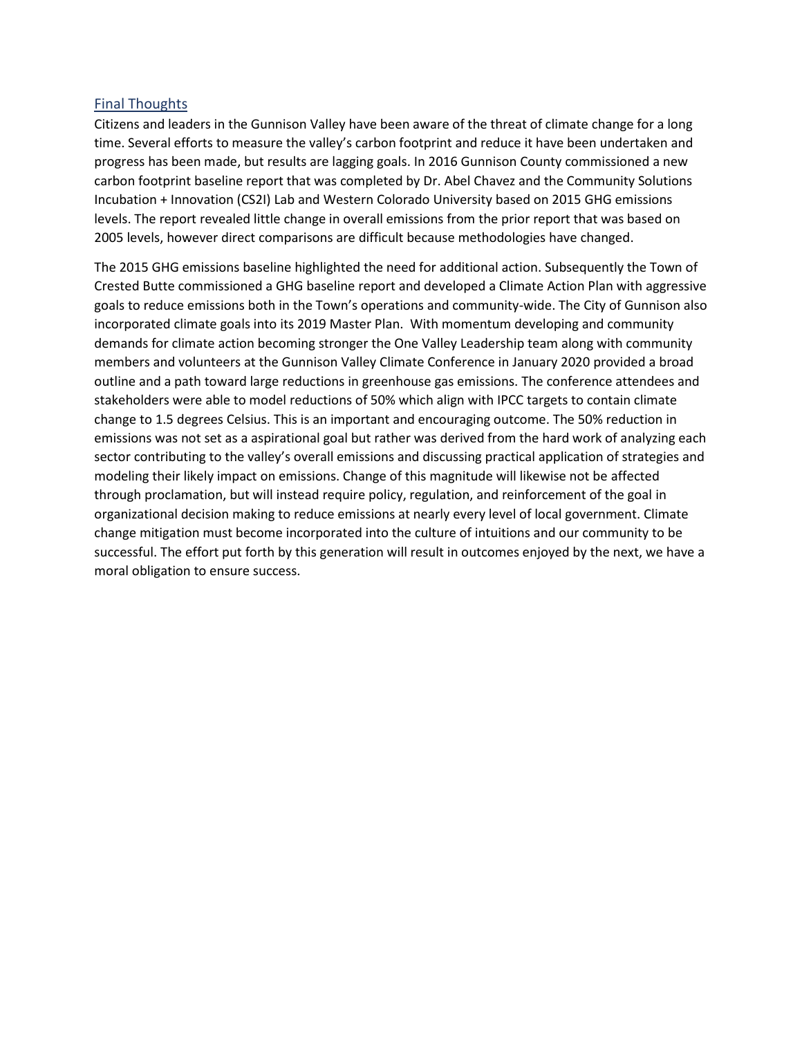## Final Thoughts

Citizens and leaders in the Gunnison Valley have been aware of the threat of climate change for a long time. Several efforts to measure the valley's carbon footprint and reduce it have been undertaken and progress has been made, but results are lagging goals. In 2016 Gunnison County commissioned a new carbon footprint baseline report that was completed by Dr. Abel Chavez and the Community Solutions Incubation + Innovation (CS2I) Lab and Western Colorado University based on 2015 GHG emissions levels. The report revealed little change in overall emissions from the prior report that was based on 2005 levels, however direct comparisons are difficult because methodologies have changed.

The 2015 GHG emissions baseline highlighted the need for additional action. Subsequently the Town of Crested Butte commissioned a GHG baseline report and developed a Climate Action Plan with aggressive goals to reduce emissions both in the Town's operations and community-wide. The City of Gunnison also incorporated climate goals into its 2019 Master Plan. With momentum developing and community demands for climate action becoming stronger the One Valley Leadership team along with community members and volunteers at the Gunnison Valley Climate Conference in January 2020 provided a broad outline and a path toward large reductions in greenhouse gas emissions. The conference attendees and stakeholders were able to model reductions of 50% which align with IPCC targets to contain climate change to 1.5 degrees Celsius. This is an important and encouraging outcome. The 50% reduction in emissions was not set as a aspirational goal but rather was derived from the hard work of analyzing each sector contributing to the valley's overall emissions and discussing practical application of strategies and modeling their likely impact on emissions. Change of this magnitude will likewise not be affected through proclamation, but will instead require policy, regulation, and reinforcement of the goal in organizational decision making to reduce emissions at nearly every level of local government. Climate change mitigation must become incorporated into the culture of intuitions and our community to be successful. The effort put forth by this generation will result in outcomes enjoyed by the next, we have a moral obligation to ensure success.